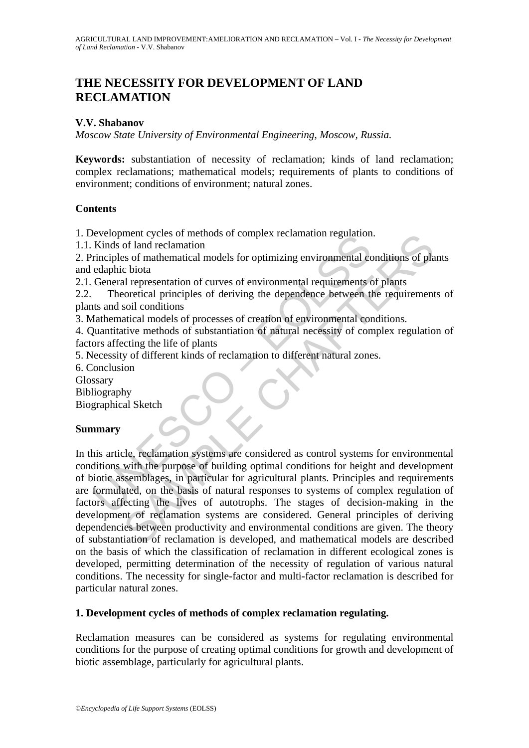# THE NECESSITY FOR DEVELOPMENT OF LAND RECLAMATION

**V.V. Shabanov**

*Moscow State University of Environmental Engineering, Moscow, Russia.*

**Keywords:** substantiation of necessity of reclamation; kinds of land reclamation; complex reclamations; mathematical models; requirements of plants to conditions of environment; conditions of environment; natural zones.

## Contents

1. Development cycles of methods of complex reclamation regulation.
1.1. Kinds of land reclamation
2. Principles of mathematical models for optimizing environmental conditions of plants and edaphic biota
2.1. General representation of curves of environmental requirements of plants
2.2. Theoretical principles of deriving the dependence between the requirements of plants and soil conditions
3. Mathematical models of processes of creation of environmental conditions.
4. Quantitative methods of substantiation of natural necessity of complex regulation of factors affecting the life of plants
5. Necessity of different kinds of reclamation to different natural zones.
6. Conclusion
Glossary
Bibliography
Biographical Sketch

## Summary

In this article, reclamation systems are considered as control systems for environmental conditions with the purpose of building optimal conditions for height and development of biotic assemblages, in particular for agricultural plants. Principles and requirements are formulated, on the basis of natural responses to systems of complex regulation of factors affecting the lives of autotrophs. The stages of decision-making in the development of reclamation systems are considered. General principles of deriving dependencies between productivity and environmental conditions are given. The theory of substantiation of reclamation is developed, and mathematical models are described on the basis of which the classification of reclamation in different ecological zones is developed, permitting determination of the necessity of regulation of various natural conditions. The necessity for single-factor and multi-factor reclamation is described for particular natural zones.

## 1. Development cycles of methods of complex reclamation regulating.

Reclamation measures can be considered as systems for regulating environmental conditions for the purpose of creating optimal conditions for growth and development of biotic assemblage, particularly for agricultural plants.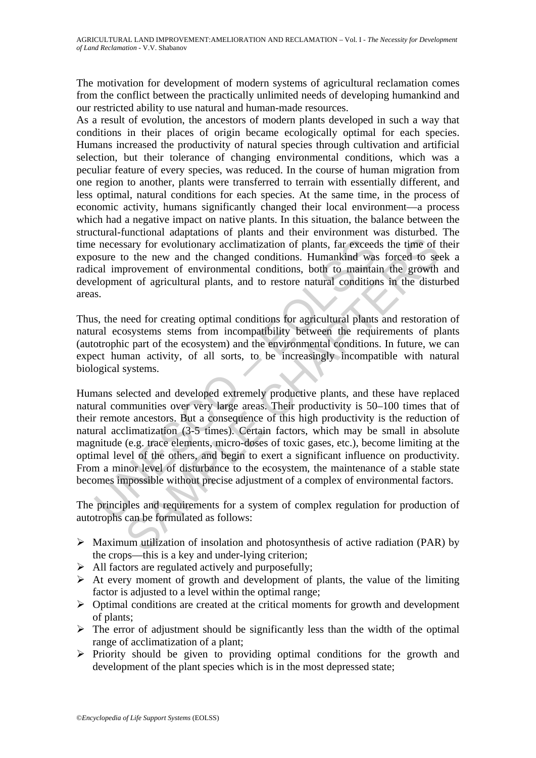The motivation for development of modern systems of agricultural reclamation comes from the conflict between the practically unlimited needs of developing humankind and our restricted ability to use natural and human-made resources.

As a result of evolution, the ancestors of modern plants developed in such a way that conditions in their places of origin became ecologically optimal for each species. Humans increased the productivity of natural species through cultivation and artificial selection, but their tolerance of changing environmental conditions, which was a peculiar feature of every species, was reduced. In the course of human migration from one region to another, plants were transferred to terrain with essentially different, and less optimal, natural conditions for each species. At the same time, in the process of economic activity, humans significantly changed their local environment—a process which had a negative impact on native plants. In this situation, the balance between the structural-functional adaptations of plants and their environment was disturbed. The time necessary for evolutionary acclimatization of plants, far exceeds the time of their exposure to the new and the changed conditions. Humankind was forced to seek a radical improvement of environmental conditions, both to maintain the growth and development of agricultural plants, and to restore natural conditions in the disturbed areas.

Thus, the need for creating optimal conditions for agricultural plants and restoration of natural ecosystems stems from incompatibility between the requirements of plants (autotrophic part of the ecosystem) and the environmental conditions. In future, we can expect human activity, of all sorts, to be increasingly incompatible with natural biological systems.

Humans selected and developed extremely productive plants, and these have replaced natural communities over very large areas. Their productivity is 50–100 times that of their remote ancestors. But a consequence of this high productivity is the reduction of natural acclimatization (3-5 times). Certain factors, which may be small in absolute magnitude (e.g. trace elements, micro-doses of toxic gases, etc.), become limiting at the optimal level of the others, and begin to exert a significant influence on productivity. From a minor level of disturbance to the ecosystem, the maintenance of a stable state becomes impossible without precise adjustment of a complex of environmental factors.

The principles and requirements for a system of complex regulation for production of autotrophs can be formulated as follows:

- Maximum utilization of insolation and photosynthesis of active radiation (PAR) by the crops—this is a key and under-lying criterion;
- All factors are regulated actively and purposefully;
- At every moment of growth and development of plants, the value of the limiting factor is adjusted to a level within the optimal range;
- Optimal conditions are created at the critical moments for growth and development of plants;
- The error of adjustment should be significantly less than the width of the optimal range of acclimatization of a plant;
- Priority should be given to providing optimal conditions for the growth and development of the plant species which is in the most depressed state;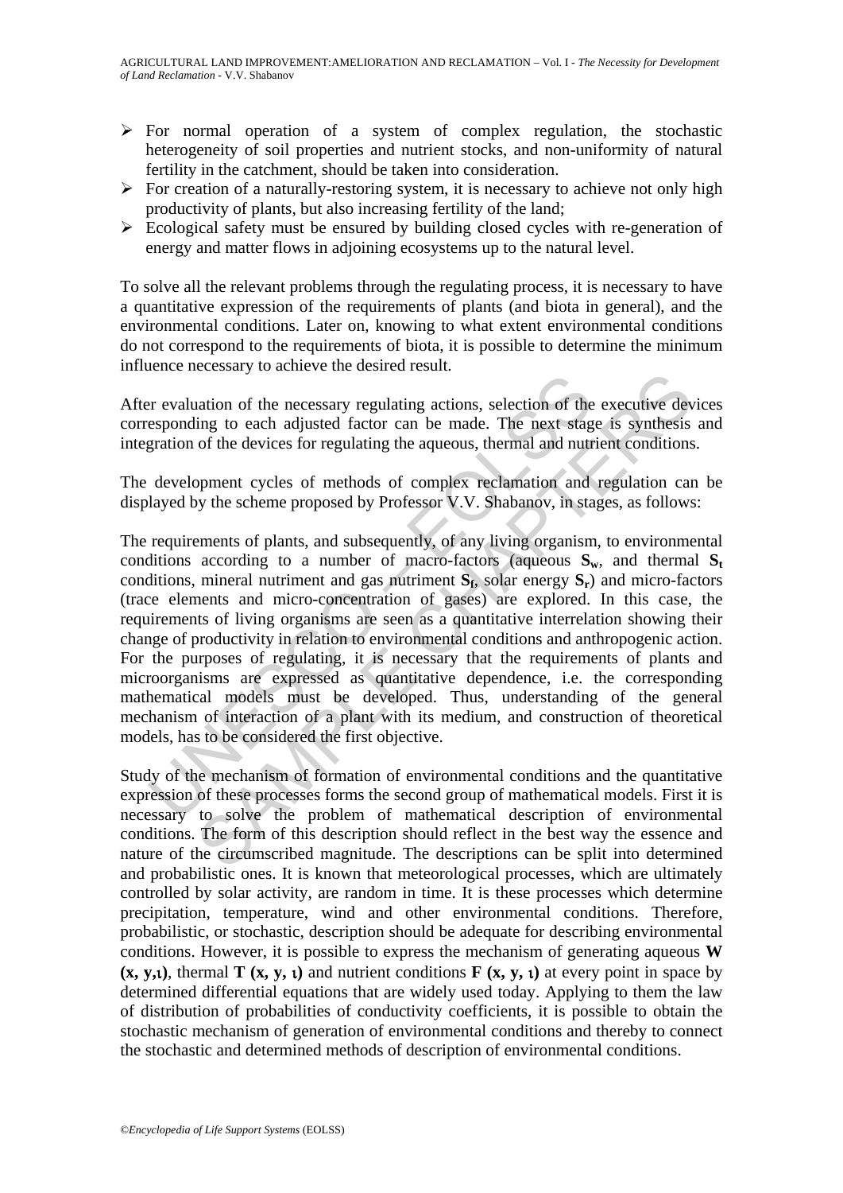- For normal operation of a system of complex regulation, the stochastic heterogeneity of soil properties and nutrient stocks, and non-uniformity of natural fertility in the catchment, should be taken into consideration.
- For creation of a naturally-restoring system, it is necessary to achieve not only high productivity of plants, but also increasing fertility of the land;
- Ecological safety must be ensured by building closed cycles with re-generation of energy and matter flows in adjoining ecosystems up to the natural level.

To solve all the relevant problems through the regulating process, it is necessary to have a quantitative expression of the requirements of plants (and biota in general), and the environmental conditions. Later on, knowing to what extent environmental conditions do not correspond to the requirements of biota, it is possible to determine the minimum influence necessary to achieve the desired result.

After evaluation of the necessary regulating actions, selection of the executive devices corresponding to each adjusted factor can be made. The next stage is synthesis and integration of the devices for regulating the aqueous, thermal and nutrient conditions.

The development cycles of methods of complex reclamation and regulation can be displayed by the scheme proposed by Professor V.V. Shabanov, in stages, as follows:

The requirements of plants, and subsequently, of any living organism, to environmental conditions according to a number of macro-factors (aqueous $\mathbf{S_w}$, and thermal $\mathbf{S_t}$ conditions, mineral nutriment and gas nutriment $\mathbf{S_f}$, solar energy $\mathbf{S_r}$) and micro-factors (trace elements and micro-concentration of gases) are explored. In this case, the requirements of living organisms are seen as a quantitative interrelation showing their change of productivity in relation to environmental conditions and anthropogenic action. For the purposes of regulating, it is necessary that the requirements of plants and microorganisms are expressed as quantitative dependence, i.e. the corresponding mathematical models must be developed. Thus, understanding of the general mechanism of interaction of a plant with its medium, and construction of theoretical models, has to be considered the first objective.

Study of the mechanism of formation of environmental conditions and the quantitative expression of these processes forms the second group of mathematical models. First it is necessary to solve the problem of mathematical description of environmental conditions. The form of this description should reflect in the best way the essence and nature of the circumscribed magnitude. The descriptions can be split into determined and probabilistic ones. It is known that meteorological processes, which are ultimately controlled by solar activity, are random in time. It is these processes which determine precipitation, temperature, wind and other environmental conditions. Therefore, probabilistic, or stochastic, description should be adequate for describing environmental conditions. However, it is possible to express the mechanism of generating aqueous $\mathbf{W (x, y, \iota)}$, thermal $\mathbf{T (x, y, \iota)}$ and nutrient conditions $\mathbf{F (x, y, \iota)}$ at every point in space by determined differential equations that are widely used today. Applying to them the law of distribution of probabilities of conductivity coefficients, it is possible to obtain the stochastic mechanism of generation of environmental conditions and thereby to connect the stochastic and determined methods of description of environmental conditions.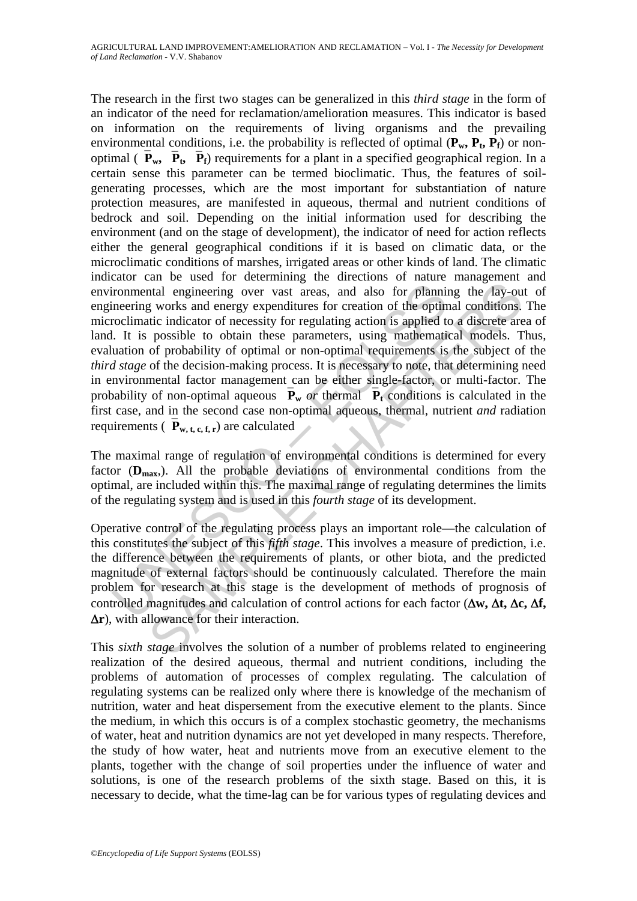The research in the first two stages can be generalized in this *third stage* in the form of an indicator of the need for reclamation/amelioration measures. This indicator is based on information on the requirements of living organisms and the prevailing environmental conditions, i.e. the probability is reflected of optimal ($\mathbf{P_w}$, $\mathbf{P_t}$, $\mathbf{P_f}$) or non-optimal ( $\mathbf{\bar{P}_w}$, $\mathbf{\bar{P}_t}$, $\mathbf{\bar{P}_f}$) requirements for a plant in a specified geographical region. In a certain sense this parameter can be termed bioclimatic. Thus, the features of soil-generating processes, which are the most important for substantiation of nature protection measures, are manifested in aqueous, thermal and nutrient conditions of bedrock and soil. Depending on the initial information used for describing the environment (and on the stage of development), the indicator of need for action reflects either the general geographical conditions if it is based on climatic data, or the microclimatic conditions of marshes, irrigated areas or other kinds of land. The climatic indicator can be used for determining the directions of nature management and environmental engineering over vast areas, and also for planning the lay-out of engineering works and energy expenditures for creation of the optimal conditions. The microclimatic indicator of necessity for regulating action is applied to a discrete area of land. It is possible to obtain these parameters, using mathematical models. Thus, evaluation of probability of optimal or non-optimal requirements is the subject of the *third stage* of the decision-making process. It is necessary to note, that determining need in environmental factor management can be either single-factor, or multi-factor. The probability of non-optimal aqueous $\mathbf{\bar{P}_w}$ *or* thermal $\mathbf{\bar{P}_t}$ conditions is calculated in the first case, and in the second case non-optimal aqueous, thermal, nutrient *and* radiation requirements ( $\mathbf{\bar{P}_{w,\,t,\,c,\,f,\,r}}$) are calculated

The maximal range of regulation of environmental conditions is determined for every factor ($\mathbf{D_{max}}$,). All the probable deviations of environmental conditions from the optimal, are included within this. The maximal range of regulating determines the limits of the regulating system and is used in this *fourth stage* of its development.

Operative control of the regulating process plays an important role—the calculation of this constitutes the subject of this *fifth stage*. This involves a measure of prediction, i.e. the difference between the requirements of plants, or other biota, and the predicted magnitude of external factors should be continuously calculated. Therefore the main problem for research at this stage is the development of methods of prognosis of controlled magnitudes and calculation of control actions for each factor ($\mathbf{\Delta w}$, $\mathbf{\Delta t}$, $\mathbf{\Delta c}$, $\mathbf{\Delta f}$, $\mathbf{\Delta r}$), with allowance for their interaction.

This *sixth stage* involves the solution of a number of problems related to engineering realization of the desired aqueous, thermal and nutrient conditions, including the problems of automation of processes of complex regulating. The calculation of regulating systems can be realized only where there is knowledge of the mechanism of nutrition, water and heat dispersement from the executive element to the plants. Since the medium, in which this occurs is of a complex stochastic geometry, the mechanisms of water, heat and nutrition dynamics are not yet developed in many respects. Therefore, the study of how water, heat and nutrients move from an executive element to the plants, together with the change of soil properties under the influence of water and solutions, is one of the research problems of the sixth stage. Based on this, it is necessary to decide, what the time-lag can be for various types of regulating devices and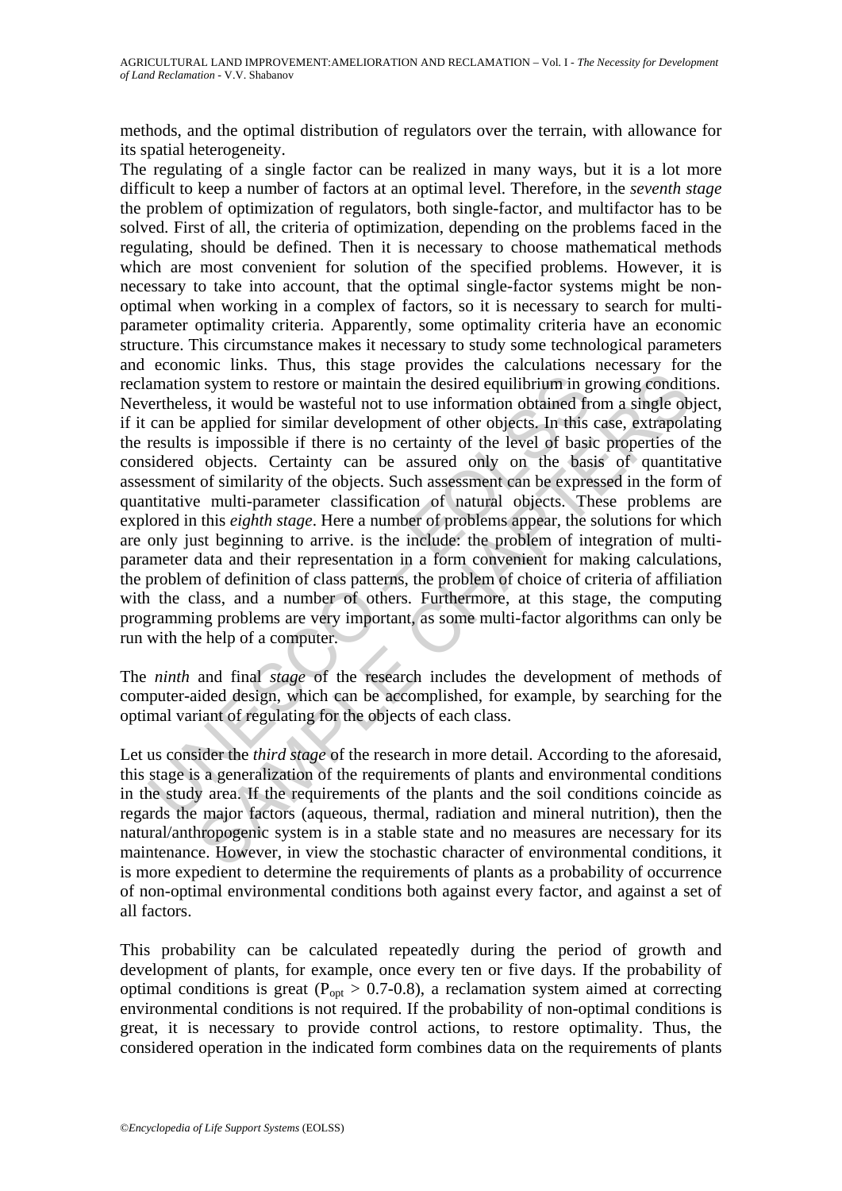methods, and the optimal distribution of regulators over the terrain, with allowance for its spatial heterogeneity.

The regulating of a single factor can be realized in many ways, but it is a lot more difficult to keep a number of factors at an optimal level. Therefore, in the *seventh stage* the problem of optimization of regulators, both single-factor, and multifactor has to be solved. First of all, the criteria of optimization, depending on the problems faced in the regulating, should be defined. Then it is necessary to choose mathematical methods which are most convenient for solution of the specified problems. However, it is necessary to take into account, that the optimal single-factor systems might be non-optimal when working in a complex of factors, so it is necessary to search for multi-parameter optimality criteria. Apparently, some optimality criteria have an economic structure. This circumstance makes it necessary to study some technological parameters and economic links. Thus, this stage provides the calculations necessary for the reclamation system to restore or maintain the desired equilibrium in growing conditions. Nevertheless, it would be wasteful not to use information obtained from a single object, if it can be applied for similar development of other objects. In this case, extrapolating the results is impossible if there is no certainty of the level of basic properties of the considered objects. Certainty can be assured only on the basis of quantitative assessment of similarity of the objects. Such assessment can be expressed in the form of quantitative multi-parameter classification of natural objects. These problems are explored in this *eighth stage*. Here a number of problems appear, the solutions for which are only just beginning to arrive. is the include: the problem of integration of multi-parameter data and their representation in a form convenient for making calculations, the problem of definition of class patterns, the problem of choice of criteria of affiliation with the class, and a number of others. Furthermore, at this stage, the computing programming problems are very important, as some multi-factor algorithms can only be run with the help of a computer.

The *ninth* and final *stage* of the research includes the development of methods of computer-aided design, which can be accomplished, for example, by searching for the optimal variant of regulating for the objects of each class.

Let us consider the *third stage* of the research in more detail. According to the aforesaid, this stage is a generalization of the requirements of plants and environmental conditions in the study area. If the requirements of the plants and the soil conditions coincide as regards the major factors (aqueous, thermal, radiation and mineral nutrition), then the natural/anthropogenic system is in a stable state and no measures are necessary for its maintenance. However, in view the stochastic character of environmental conditions, it is more expedient to determine the requirements of plants as a probability of occurrence of non-optimal environmental conditions both against every factor, and against a set of all factors.

This probability can be calculated repeatedly during the period of growth and development of plants, for example, once every ten or five days. If the probability of optimal conditions is great ($P_{opt} > 0.7$-$0.8$), a reclamation system aimed at correcting environmental conditions is not required. If the probability of non-optimal conditions is great, it is necessary to provide control actions, to restore optimality. Thus, the considered operation in the indicated form combines data on the requirements of plants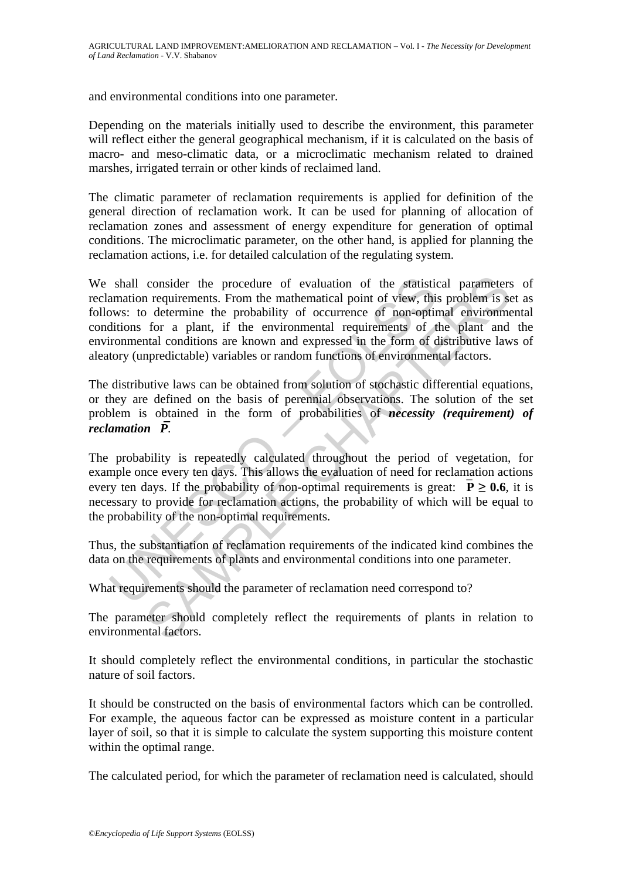and environmental conditions into one parameter.

Depending on the materials initially used to describe the environment, this parameter will reflect either the general geographical mechanism, if it is calculated on the basis of macro- and meso-climatic data, or a microclimatic mechanism related to drained marshes, irrigated terrain or other kinds of reclaimed land.

The climatic parameter of reclamation requirements is applied for definition of the general direction of reclamation work. It can be used for planning of allocation of reclamation zones and assessment of energy expenditure for generation of optimal conditions. The microclimatic parameter, on the other hand, is applied for planning the reclamation actions, i.e. for detailed calculation of the regulating system.

We shall consider the procedure of evaluation of the statistical parameters of reclamation requirements. From the mathematical point of view, this problem is set as follows: to determine the probability of occurrence of non-optimal environmental conditions for a plant, if the environmental requirements of the plant and the environmental conditions are known and expressed in the form of distributive laws of aleatory (unpredictable) variables or random functions of environmental factors.

The distributive laws can be obtained from solution of stochastic differential equations, or they are defined on the basis of perennial observations. The solution of the set problem is obtained in the form of probabilities of ***necessity (requirement) of reclamation*** $\bar{P}$.

The probability is repeatedly calculated throughout the period of vegetation, for example once every ten days. This allows the evaluation of need for reclamation actions every ten days. If the probability of non-optimal requirements is great: $\bar{\mathbf{P}} \geq \mathbf{0.6}$, it is necessary to provide for reclamation actions, the probability of which will be equal to the probability of the non-optimal requirements.

Thus, the substantiation of reclamation requirements of the indicated kind combines the data on the requirements of plants and environmental conditions into one parameter.

What requirements should the parameter of reclamation need correspond to?

The parameter should completely reflect the requirements of plants in relation to environmental factors.

It should completely reflect the environmental conditions, in particular the stochastic nature of soil factors.

It should be constructed on the basis of environmental factors which can be controlled. For example, the aqueous factor can be expressed as moisture content in a particular layer of soil, so that it is simple to calculate the system supporting this moisture content within the optimal range.

The calculated period, for which the parameter of reclamation need is calculated, should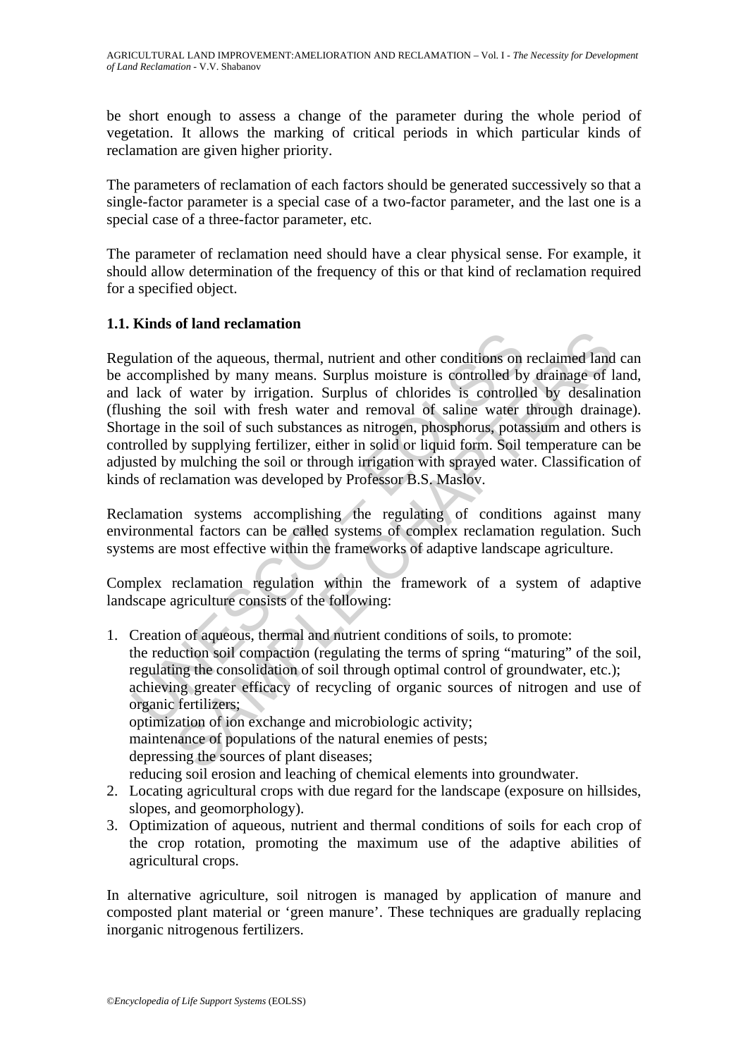be short enough to assess a change of the parameter during the whole period of vegetation. It allows the marking of critical periods in which particular kinds of reclamation are given higher priority.

The parameters of reclamation of each factors should be generated successively so that a single-factor parameter is a special case of a two-factor parameter, and the last one is a special case of a three-factor parameter, etc.

The parameter of reclamation need should have a clear physical sense. For example, it should allow determination of the frequency of this or that kind of reclamation required for a specified object.

### 1.1. Kinds of land reclamation

Regulation of the aqueous, thermal, nutrient and other conditions on reclaimed land can be accomplished by many means. Surplus moisture is controlled by drainage of land, and lack of water by irrigation. Surplus of chlorides is controlled by desalination (flushing the soil with fresh water and removal of saline water through drainage). Shortage in the soil of such substances as nitrogen, phosphorus, potassium and others is controlled by supplying fertilizer, either in solid or liquid form. Soil temperature can be adjusted by mulching the soil or through irrigation with sprayed water. Classification of kinds of reclamation was developed by Professor B.S. Maslov.

Reclamation systems accomplishing the regulating of conditions against many environmental factors can be called systems of complex reclamation regulation. Such systems are most effective within the frameworks of adaptive landscape agriculture.

Complex reclamation regulation within the framework of a system of adaptive landscape agriculture consists of the following:

1. Creation of aqueous, thermal and nutrient conditions of soils, to promote:
   the reduction soil compaction (regulating the terms of spring "maturing" of the soil, regulating the consolidation of soil through optimal control of groundwater, etc.);
   achieving greater efficacy of recycling of organic sources of nitrogen and use of organic fertilizers;
   optimization of ion exchange and microbiologic activity;
   maintenance of populations of the natural enemies of pests;
   depressing the sources of plant diseases;
   reducing soil erosion and leaching of chemical elements into groundwater.
2. Locating agricultural crops with due regard for the landscape (exposure on hillsides, slopes, and geomorphology).
3. Optimization of aqueous, nutrient and thermal conditions of soils for each crop of the crop rotation, promoting the maximum use of the adaptive abilities of agricultural crops.

In alternative agriculture, soil nitrogen is managed by application of manure and composted plant material or 'green manure'. These techniques are gradually replacing inorganic nitrogenous fertilizers.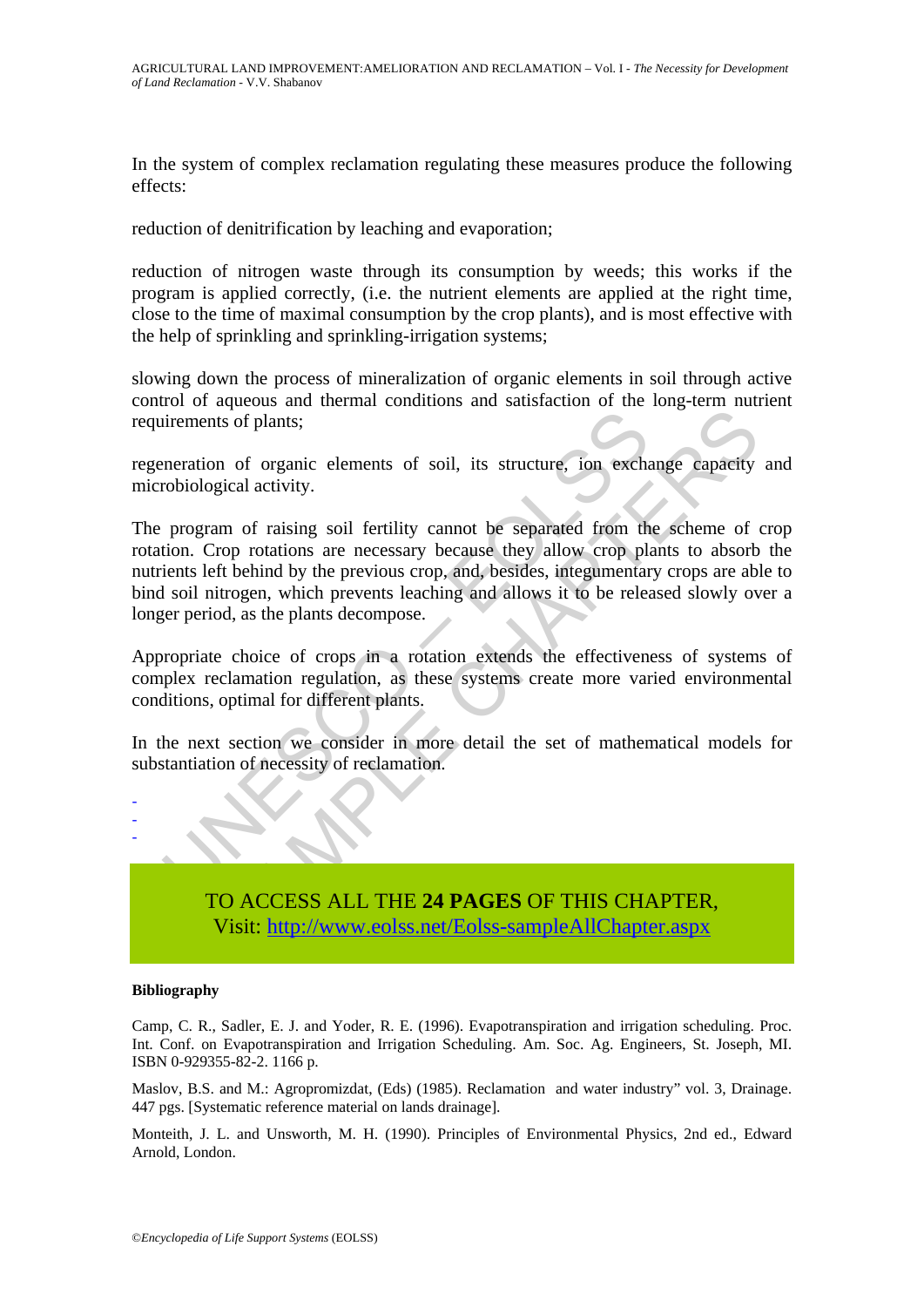In the system of complex reclamation regulating these measures produce the following effects:

reduction of denitrification by leaching and evaporation;

reduction of nitrogen waste through its consumption by weeds; this works if the program is applied correctly, (i.e. the nutrient elements are applied at the right time, close to the time of maximal consumption by the crop plants), and is most effective with the help of sprinkling and sprinkling-irrigation systems;

slowing down the process of mineralization of organic elements in soil through active control of aqueous and thermal conditions and satisfaction of the long-term nutrient requirements of plants;

regeneration of organic elements of soil, its structure, ion exchange capacity and microbiological activity.

The program of raising soil fertility cannot be separated from the scheme of crop rotation. Crop rotations are necessary because they allow crop plants to absorb the nutrients left behind by the previous crop, and, besides, integumentary crops are able to bind soil nitrogen, which prevents leaching and allows it to be released slowly over a longer period, as the plants decompose.

Appropriate choice of crops in a rotation extends the effectiveness of systems of complex reclamation regulation, as these systems create more varied environmental conditions, optimal for different plants.

In the next section we consider in more detail the set of mathematical models for substantiation of necessity of reclamation.

-
-
-

TO ACCESS ALL THE **24 PAGES** OF THIS CHAPTER,
Visit: http://www.eolss.net/Eolss-sampleAllChapter.aspx

**Bibliography**

Camp, C. R., Sadler, E. J. and Yoder, R. E. (1996). Evapotranspiration and irrigation scheduling. Proc. Int. Conf. on Evapotranspiration and Irrigation Scheduling. Am. Soc. Ag. Engineers, St. Joseph, MI. ISBN 0-929355-82-2. 1166 p.

Maslov, B.S. and M.: Agropromizdat, (Eds) (1985). Reclamation and water industry" vol. 3, Drainage. 447 pgs. [Systematic reference material on lands drainage].

Monteith, J. L. and Unsworth, M. H. (1990). Principles of Environmental Physics, 2nd ed., Edward Arnold, London.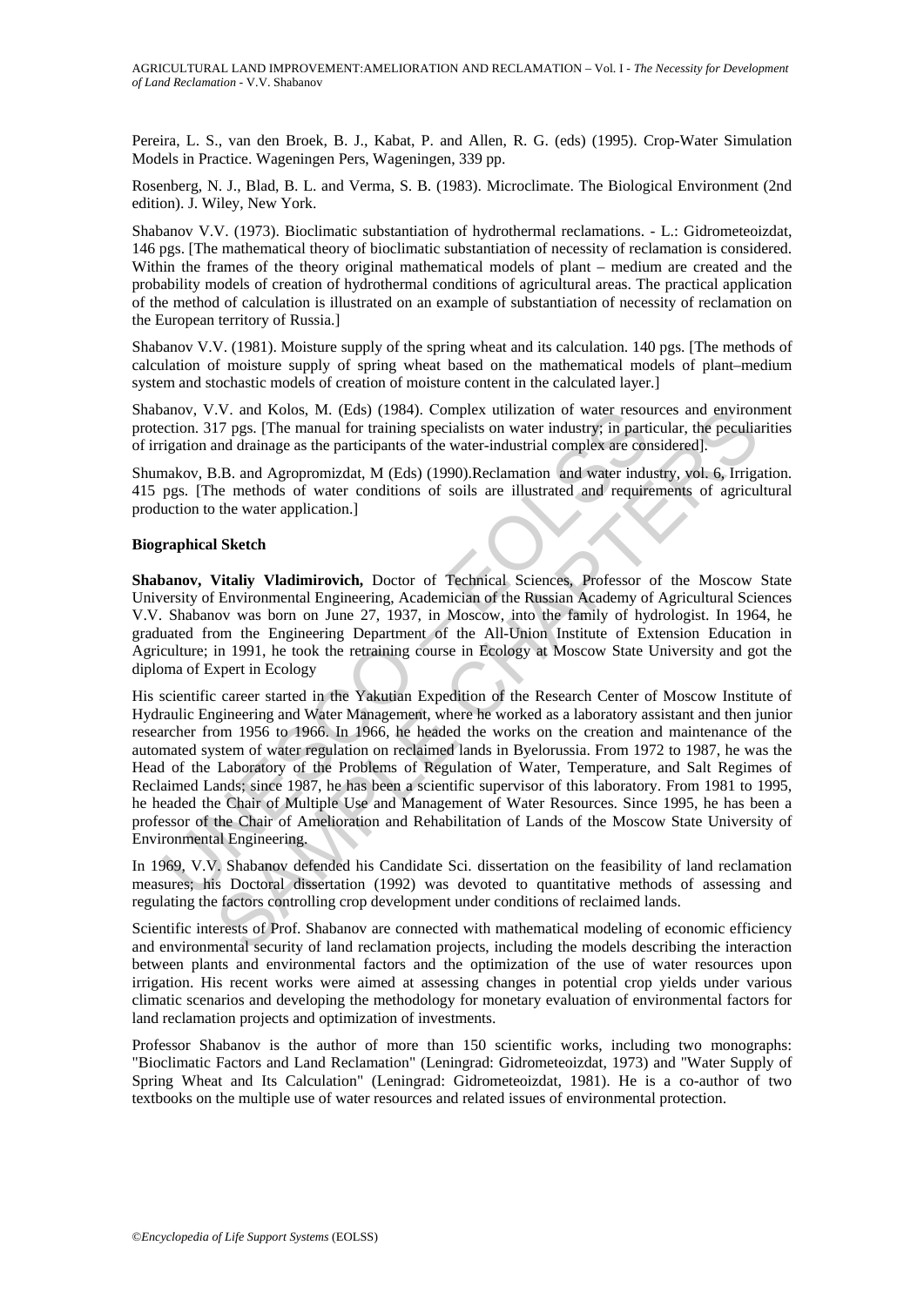Pereira, L. S., van den Broek, B. J., Kabat, P. and Allen, R. G. (eds) (1995). Crop-Water Simulation Models in Practice. Wageningen Pers, Wageningen, 339 pp.

Rosenberg, N. J., Blad, B. L. and Verma, S. B. (1983). Microclimate. The Biological Environment (2nd edition). J. Wiley, New York.

Shabanov V.V. (1973). Bioclimatic substantiation of hydrothermal reclamations. - L.: Gidrometeoizdat, 146 pgs. [The mathematical theory of bioclimatic substantiation of necessity of reclamation is considered. Within the frames of the theory original mathematical models of plant – medium are created and the probability models of creation of hydrothermal conditions of agricultural areas. The practical application of the method of calculation is illustrated on an example of substantiation of necessity of reclamation on the European territory of Russia.]

Shabanov V.V. (1981). Moisture supply of the spring wheat and its calculation. 140 pgs. [The methods of calculation of moisture supply of spring wheat based on the mathematical models of plant–medium system and stochastic models of creation of moisture content in the calculated layer.]

Shabanov, V.V. and Kolos, M. (Eds) (1984). Complex utilization of water resources and environment protection. 317 pgs. [The manual for training specialists on water industry; in particular, the peculiarities of irrigation and drainage as the participants of the water-industrial complex are considered].

Shumakov, B.B. and Agropromizdat, M (Eds) (1990).Reclamation and water industry, vol. 6, Irrigation. 415 pgs. [The methods of water conditions of soils are illustrated and requirements of agricultural production to the water application.]

## Biographical Sketch

**Shabanov, Vitaliy Vladimirovich,** Doctor of Technical Sciences, Professor of the Moscow State University of Environmental Engineering, Academician of the Russian Academy of Agricultural Sciences V.V. Shabanov was born on June 27, 1937, in Moscow, into the family of hydrologist. In 1964, he graduated from the Engineering Department of the All-Union Institute of Extension Education in Agriculture; in 1991, he took the retraining course in Ecology at Moscow State University and got the diploma of Expert in Ecology

His scientific career started in the Yakutian Expedition of the Research Center of Moscow Institute of Hydraulic Engineering and Water Management, where he worked as a laboratory assistant and then junior researcher from 1956 to 1966. In 1966, he headed the works on the creation and maintenance of the automated system of water regulation on reclaimed lands in Byelorussia. From 1972 to 1987, he was the Head of the Laboratory of the Problems of Regulation of Water, Temperature, and Salt Regimes of Reclaimed Lands; since 1987, he has been a scientific supervisor of this laboratory. From 1981 to 1995, he headed the Chair of Multiple Use and Management of Water Resources. Since 1995, he has been a professor of the Chair of Amelioration and Rehabilitation of Lands of the Moscow State University of Environmental Engineering.

In 1969, V.V. Shabanov defended his Candidate Sci. dissertation on the feasibility of land reclamation measures; his Doctoral dissertation (1992) was devoted to quantitative methods of assessing and regulating the factors controlling crop development under conditions of reclaimed lands.

Scientific interests of Prof. Shabanov are connected with mathematical modeling of economic efficiency and environmental security of land reclamation projects, including the models describing the interaction between plants and environmental factors and the optimization of the use of water resources upon irrigation. His recent works were aimed at assessing changes in potential crop yields under various climatic scenarios and developing the methodology for monetary evaluation of environmental factors for land reclamation projects and optimization of investments.

Professor Shabanov is the author of more than 150 scientific works, including two monographs: "Bioclimatic Factors and Land Reclamation" (Leningrad: Gidrometeoizdat, 1973) and "Water Supply of Spring Wheat and Its Calculation" (Leningrad: Gidrometeoizdat, 1981). He is a co-author of two textbooks on the multiple use of water resources and related issues of environmental protection.